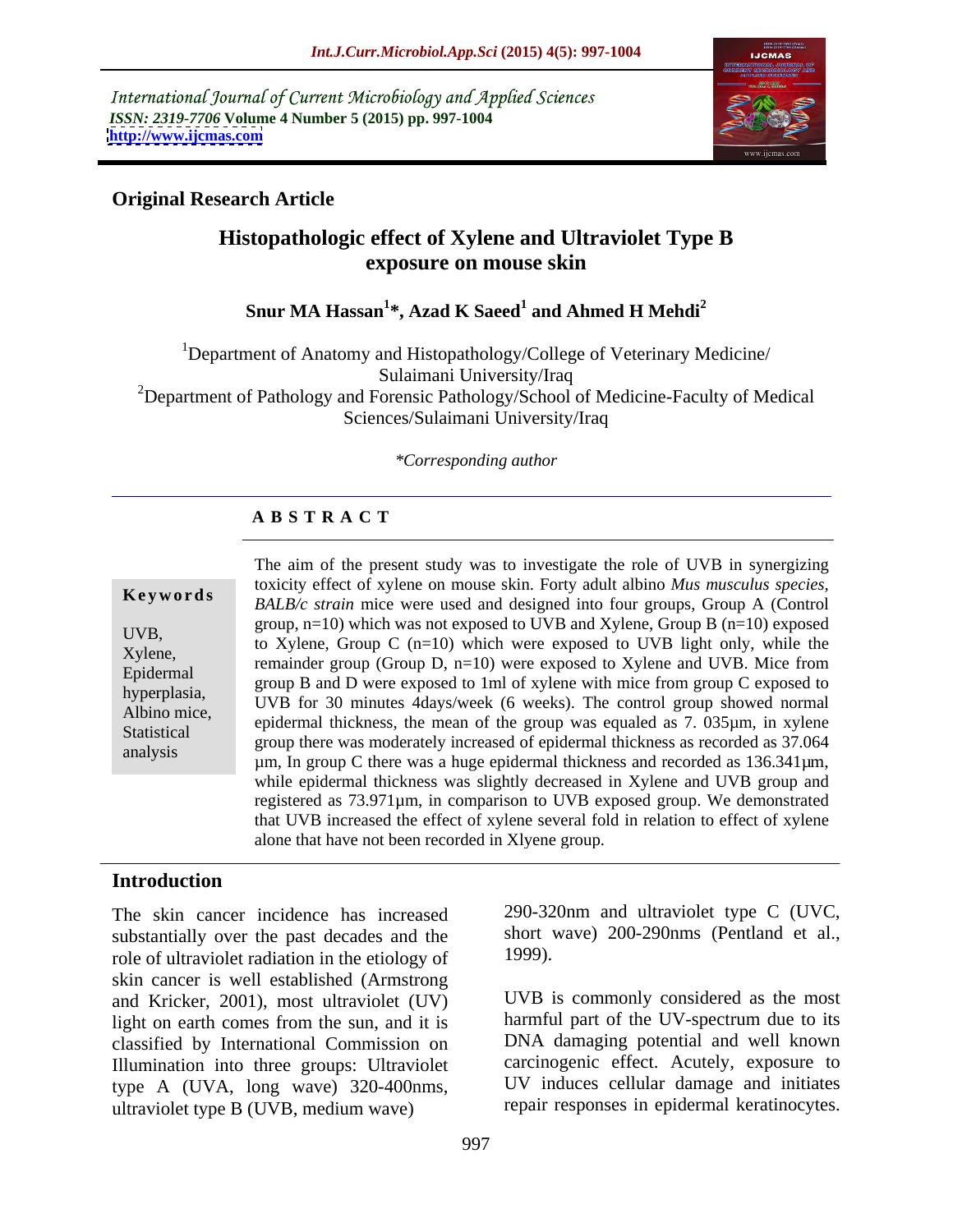International Journal of Current Microbiology and Applied Sciences
*ISSN: 2319-7706* **Volume 4 Number 5 (2015) pp. 997-1004**
**http://www.ijcmas.com**

**Original Research Article**

# Histopathologic effect of Xylene and Ultraviolet Type B exposure on mouse skin

**Snur MA Hassan[1]\*, Azad K Saeed[1] and Ahmed H Mehdi[2]**

[1]Department of Anatomy and Histopathology/College of Veterinary Medicine/ Sulaimani University/Iraq
[2]Department of Pathology and Forensic Pathology/School of Medicine-Faculty of Medical Sciences/Sulaimani University/Iraq

*\*Corresponding author*

## ABSTRACT

**Keywords**

UVB, Xylene, Epidermal hyperplasia, Albino mice, Statistical analysis

The aim of the present study was to investigate the role of UVB in synergizing toxicity effect of xylene on mouse skin. Forty adult albino *Mus musculus species, BALB/c strain* mice were used and designed into four groups, Group A (Control group, n=10) which was not exposed to UVB and Xylene, Group B (n=10) exposed to Xylene, Group C (n=10) which were exposed to UVB light only, while the remainder group (Group D, n=10) were exposed to Xylene and UVB. Mice from group B and D were exposed to 1ml of xylene with mice from group C exposed to UVB for 30 minutes 4days/week (6 weeks). The control group showed normal epidermal thickness, the mean of the group was equaled as 7. 035µm, in xylene group there was moderately increased of epidermal thickness as recorded as 37.064 µm, In group C there was a huge epidermal thickness and recorded as 136.341µm, while epidermal thickness was slightly decreased in Xylene and UVB group and registered as 73.971µm, in comparison to UVB exposed group. We demonstrated that UVB increased the effect of xylene several fold in relation to effect of xylene alone that have not been recorded in Xlyene group.

## Introduction

The skin cancer incidence has increased substantially over the past decades and the role of ultraviolet radiation in the etiology of skin cancer is well established (Armstrong and Kricker, 2001), most ultraviolet (UV) light on earth comes from the sun, and it is classified by International Commission on Illumination into three groups: Ultraviolet type A (UVA, long wave) 320-400nms, ultraviolet type B (UVB, medium wave) 290-320nm and ultraviolet type C (UVC, short wave) 200-290nms (Pentland et al., 1999).

UVB is commonly considered as the most harmful part of the UV-spectrum due to its DNA damaging potential and well known carcinogenic effect. Acutely, exposure to UV induces cellular damage and initiates repair responses in epidermal keratinocytes.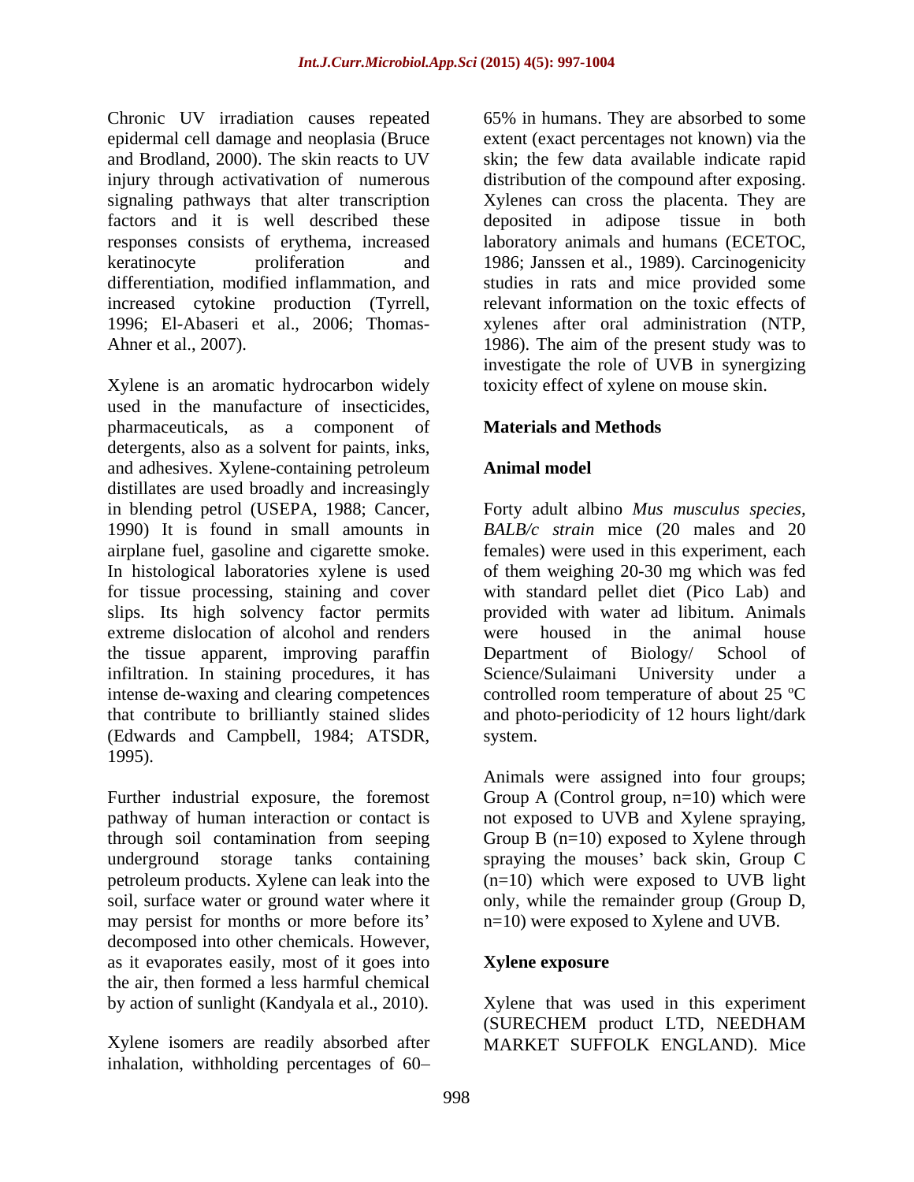Chronic UV irradiation causes repeated epidermal cell damage and neoplasia (Bruce and Brodland, 2000). The skin reacts to UV injury through activativation of numerous signaling pathways that alter transcription factors and it is well described these responses consists of erythema, increased keratinocyte proliferation and differentiation, modified inflammation, and increased cytokine production (Tyrrell, 1996; El-Abaseri et al., 2006; Thomas-Ahner et al., 2007).

Xylene is an aromatic hydrocarbon widely used in the manufacture of insecticides, pharmaceuticals, as a component of detergents, also as a solvent for paints, inks, and adhesives. Xylene-containing petroleum distillates are used broadly and increasingly in blending petrol (USEPA, 1988; Cancer, 1990) It is found in small amounts in airplane fuel, gasoline and cigarette smoke. In histological laboratories xylene is used for tissue processing, staining and cover slips. Its high solvency factor permits extreme dislocation of alcohol and renders the tissue apparent, improving paraffin infiltration. In staining procedures, it has intense de-waxing and clearing competences that contribute to brilliantly stained slides (Edwards and Campbell, 1984; ATSDR, 1995).

Further industrial exposure, the foremost pathway of human interaction or contact is through soil contamination from seeping underground storage tanks containing petroleum products. Xylene can leak into the soil, surface water or ground water where it may persist for months or more before its' decomposed into other chemicals. However, as it evaporates easily, most of it goes into the air, then formed a less harmful chemical by action of sunlight (Kandyala et al., 2010).

Xylene isomers are readily absorbed after inhalation, withholding percentages of 60–65% in humans. They are absorbed to some extent (exact percentages not known) via the skin; the few data available indicate rapid distribution of the compound after exposing. Xylenes can cross the placenta. They are deposited in adipose tissue in both laboratory animals and humans (ECETOC, 1986; Janssen et al., 1989). Carcinogenicity studies in rats and mice provided some relevant information on the toxic effects of xylenes after oral administration (NTP, 1986). The aim of the present study was to investigate the role of UVB in synergizing toxicity effect of xylene on mouse skin.

## Materials and Methods

### Animal model

Forty adult albino *Mus musculus species, BALB/c strain* mice (20 males and 20 females) were used in this experiment, each of them weighing 20-30 mg which was fed with standard pellet diet (Pico Lab) and provided with water ad libitum. Animals were housed in the animal house Department of Biology/ School of Science/Sulaimani University under a controlled room temperature of about 25 ºC and photo-periodicity of 12 hours light/dark system.

Animals were assigned into four groups; Group A (Control group, n=10) which were not exposed to UVB and Xylene spraying, Group B (n=10) exposed to Xylene through spraying the mouses' back skin, Group C (n=10) which were exposed to UVB light only, while the remainder group (Group D, n=10) were exposed to Xylene and UVB.

### Xylene exposure

Xylene that was used in this experiment (SURECHEM product LTD, NEEDHAM MARKET SUFFOLK ENGLAND). Mice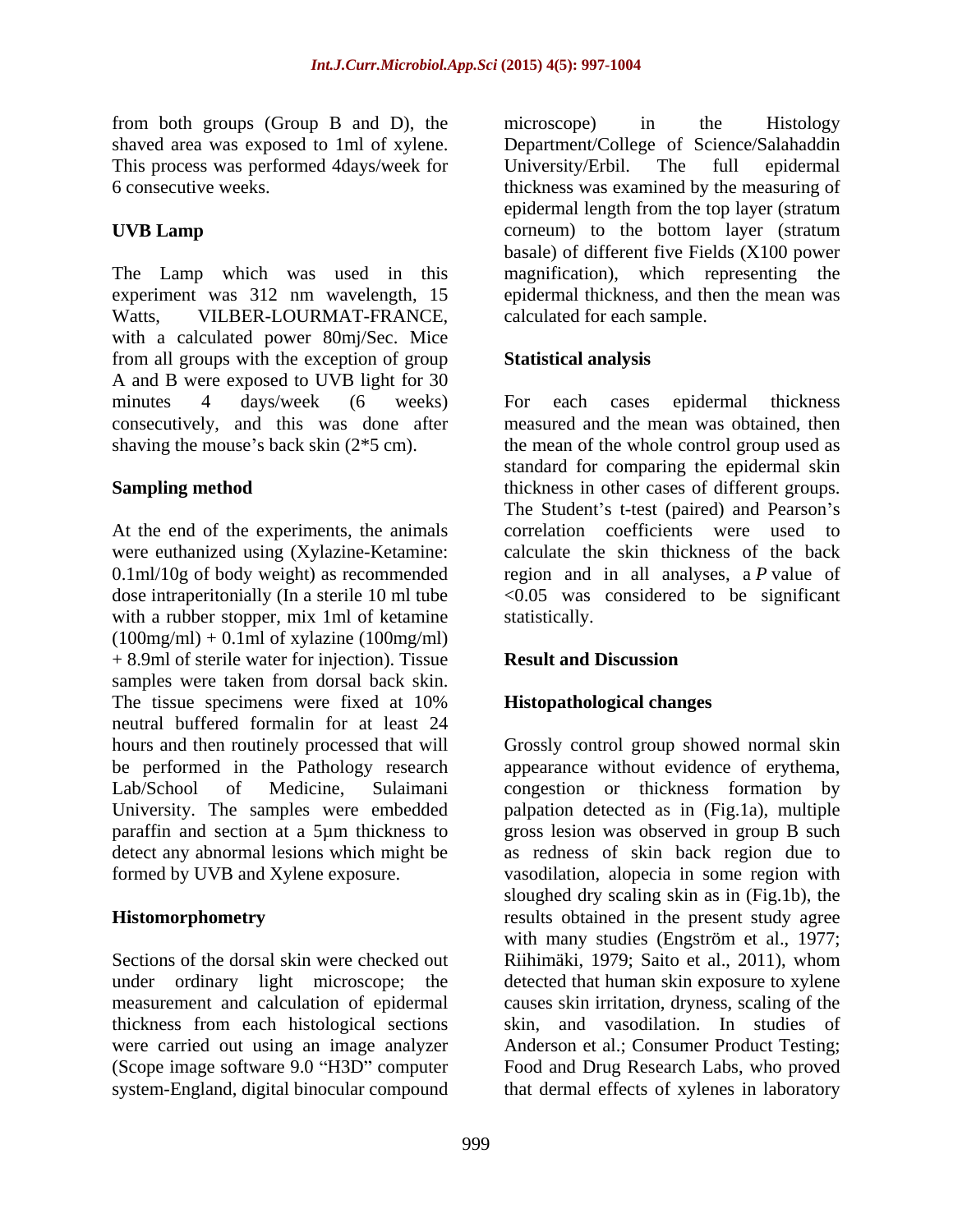from both groups (Group B and D), the shaved area was exposed to 1ml of xylene. This process was performed 4days/week for 6 consecutive weeks.

## UVB Lamp

The Lamp which was used in this experiment was 312 nm wavelength, 15 Watts, VILBER-LOURMAT-FRANCE, with a calculated power 80mj/Sec. Mice from all groups with the exception of group A and B were exposed to UVB light for 30 minutes 4 days/week (6 weeks) consecutively, and this was done after shaving the mouse's back skin (2*5 cm).

## Sampling method

At the end of the experiments, the animals were euthanized using (Xylazine-Ketamine: 0.1ml/10g of body weight) as recommended dose intraperitonially (In a sterile 10 ml tube with a rubber stopper, mix 1ml of ketamine (100mg/ml) + 0.1ml of xylazine (100mg/ml) + 8.9ml of sterile water for injection). Tissue samples were taken from dorsal back skin. The tissue specimens were fixed at 10% neutral buffered formalin for at least 24 hours and then routinely processed that will be performed in the Pathology research Lab/School of Medicine, Sulaimani University. The samples were embedded paraffin and section at a 5µm thickness to detect any abnormal lesions which might be formed by UVB and Xylene exposure.

## Histomorphometry

Sections of the dorsal skin were checked out under ordinary light microscope; the measurement and calculation of epidermal thickness from each histological sections were carried out using an image analyzer (Scope image software 9.0 "H3D" computer system-England, digital binocular compound microscope) in the Histology Department/College of Science/Salahaddin University/Erbil. The full epidermal thickness was examined by the measuring of epidermal length from the top layer (stratum corneum) to the bottom layer (stratum basale) of different five Fields (X100 power magnification), which representing the epidermal thickness, and then the mean was calculated for each sample.

## Statistical analysis

For each cases epidermal thickness measured and the mean was obtained, then the mean of the whole control group used as standard for comparing the epidermal skin thickness in other cases of different groups. The Student's t-test (paired) and Pearson's correlation coefficients were used to calculate the skin thickness of the back region and in all analyses, a *P* value of <0.05 was considered to be significant statistically.

## Result and Discussion

### Histopathological changes

Grossly control group showed normal skin appearance without evidence of erythema, congestion or thickness formation by palpation detected as in (Fig.1a), multiple gross lesion was observed in group B such as redness of skin back region due to vasodilation, alopecia in some region with sloughed dry scaling skin as in (Fig.1b), the results obtained in the present study agree with many studies (Engström et al., 1977; Riihimäki, 1979; Saito et al., 2011), whom detected that human skin exposure to xylene causes skin irritation, dryness, scaling of the skin, and vasodilation. In studies of Anderson et al.; Consumer Product Testing; Food and Drug Research Labs, who proved that dermal effects of xylenes in laboratory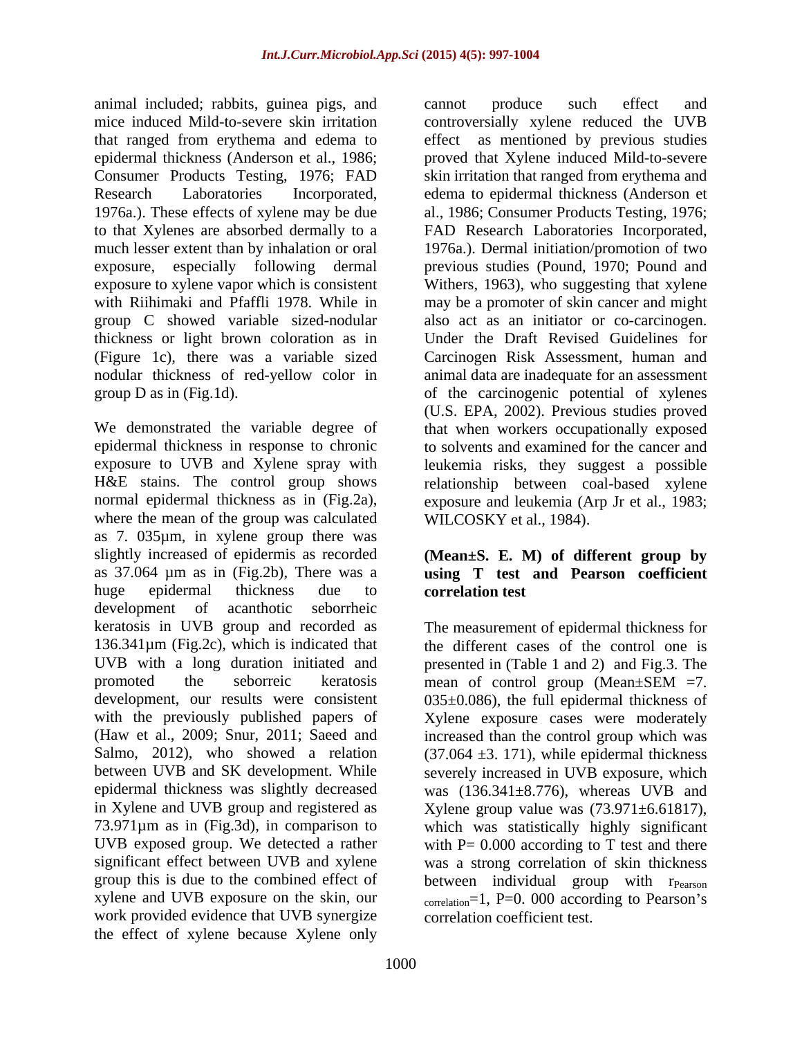animal included; rabbits, guinea pigs, and mice induced Mild-to-severe skin irritation that ranged from erythema and edema to epidermal thickness (Anderson et al., 1986; Consumer Products Testing, 1976; FAD Research Laboratories Incorporated, 1976a.). These effects of xylene may be due to that Xylenes are absorbed dermally to a much lesser extent than by inhalation or oral exposure, especially following dermal exposure to xylene vapor which is consistent with Riihimaki and Pfaffli 1978. While in group C showed variable sized-nodular thickness or light brown coloration as in (Figure 1c), there was a variable sized nodular thickness of red-yellow color in group D as in (Fig.1d).

We demonstrated the variable degree of epidermal thickness in response to chronic exposure to UVB and Xylene spray with H&E stains. The control group shows normal epidermal thickness as in (Fig.2a), where the mean of the group was calculated as 7. 035µm, in xylene group there was slightly increased of epidermis as recorded as 37.064 µm as in (Fig.2b), There was a huge epidermal thickness due to development of acanthotic seborrheic keratosis in UVB group and recorded as 136.341µm (Fig.2c), which is indicated that UVB with a long duration initiated and promoted the seborreic keratosis development, our results were consistent with the previously published papers of (Haw et al., 2009; Snur, 2011; Saeed and Salmo, 2012), who showed a relation between UVB and SK development. While epidermal thickness was slightly decreased in Xylene and UVB group and registered as 73.971µm as in (Fig.3d), in comparison to UVB exposed group. We detected a rather significant effect between UVB and xylene group this is due to the combined effect of xylene and UVB exposure on the skin, our work provided evidence that UVB synergize the effect of xylene because Xylene only cannot produce such effect and controversially xylene reduced the UVB effect as mentioned by previous studies proved that Xylene induced Mild-to-severe skin irritation that ranged from erythema and edema to epidermal thickness (Anderson et al., 1986; Consumer Products Testing, 1976; FAD Research Laboratories Incorporated, 1976a.). Dermal initiation/promotion of two previous studies (Pound, 1970; Pound and Withers, 1963), who suggesting that xylene may be a promoter of skin cancer and might also act as an initiator or co-carcinogen. Under the Draft Revised Guidelines for Carcinogen Risk Assessment, human and animal data are inadequate for an assessment of the carcinogenic potential of xylenes (U.S. EPA, 2002). Previous studies proved that when workers occupationally exposed to solvents and examined for the cancer and leukemia risks, they suggest a possible relationship between coal-based xylene exposure and leukemia (Arp Jr et al., 1983; WILCOSKY et al., 1984).

### (Mean±S. E. M) of different group by using T test and Pearson coefficient correlation test

The measurement of epidermal thickness for the different cases of the control one is presented in (Table 1 and 2) and Fig.3. The mean of control group (Mean±SEM =7. 035±0.086), the full epidermal thickness of Xylene exposure cases were moderately increased than the control group which was (37.064 ±3. 171), while epidermal thickness severely increased in UVB exposure, which was (136.341±8.776), whereas UVB and Xylene group value was (73.971±6.61817), which was statistically highly significant with P= 0.000 according to T test and there was a strong correlation of skin thickness between individual group with $r_{Pearson\ correlation}=1$, P=0. 000 according to Pearson's correlation coefficient test.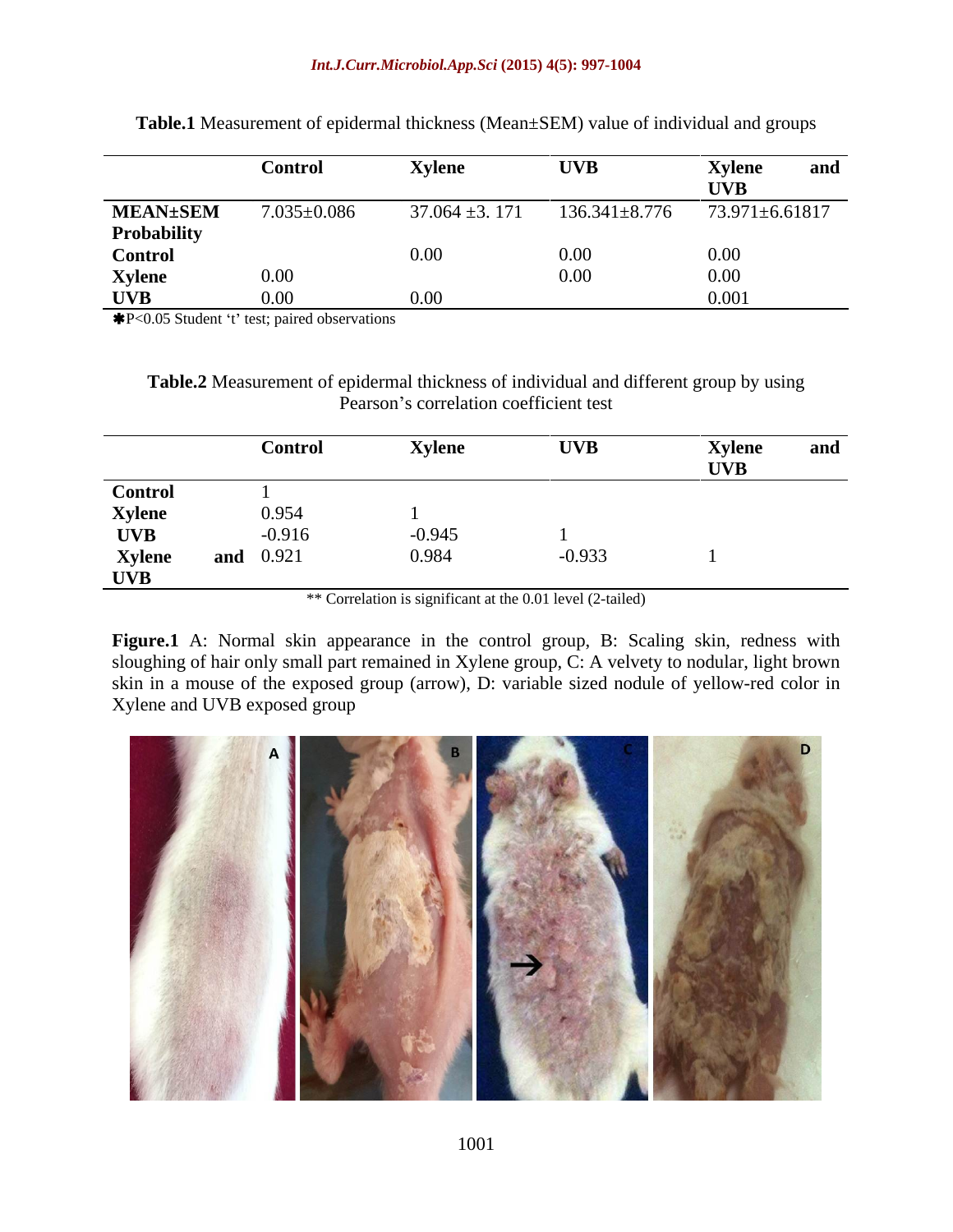**Table.1** Measurement of epidermal thickness (Mean±SEM) value of individual and groups

| | Control | Xylene | UVB | Xylene and UVB |
|---|---|---|---|---|
| **MEAN±SEM** | 7.035±0.086 | 37.064 ±3. 171 | 136.341±8.776 | 73.971±6.61817 |
| **Probability** | | | | |
| **Control** | | 0.00 | 0.00 | 0.00 |
| **Xylene** | 0.00 | | 0.00 | 0.00 |
| **UVB** | 0.00 | 0.00 | | 0.001 |

✱P<0.05 Student 't' test; paired observations

**Table.2** Measurement of epidermal thickness of individual and different group by using Pearson's correlation coefficient test

| | Control | Xylene | UVB | Xylene and UVB |
|---|---|---|---|---|
| **Control** | 1 | | | |
| **Xylene** | 0.954 | 1 | | |
| **UVB** | -0.916 | -0.945 | 1 | |
| **Xylene and UVB** | 0.921 | 0.984 | -0.933 | 1 |

** Correlation is significant at the 0.01 level (2-tailed)

**Figure.1** A: Normal skin appearance in the control group, B: Scaling skin, redness with sloughing of hair only small part remained in Xylene group, C: A velvety to nodular, light brown skin in a mouse of the exposed group (arrow), D: variable sized nodule of yellow-red color in Xylene and UVB exposed group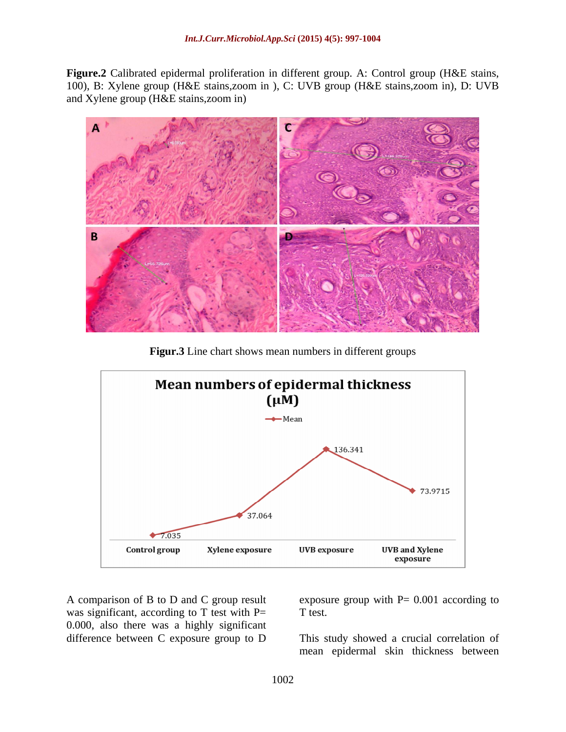**Figure.2** Calibrated epidermal proliferation in different group. A: Control group (H&E stains, 100), B: Xylene group (H&E stains,zoom in ), C: UVB group (H&E stains,zoom in), D: UVB and Xylene group (H&E stains,zoom in)

**Figur.3** Line chart shows mean numbers in different groups

A comparison of B to D and C group result was significant, according to T test with P= 0.000, also there was a highly significant difference between C exposure group to D exposure group with P= 0.001 according to T test.

This study showed a crucial correlation of mean epidermal skin thickness between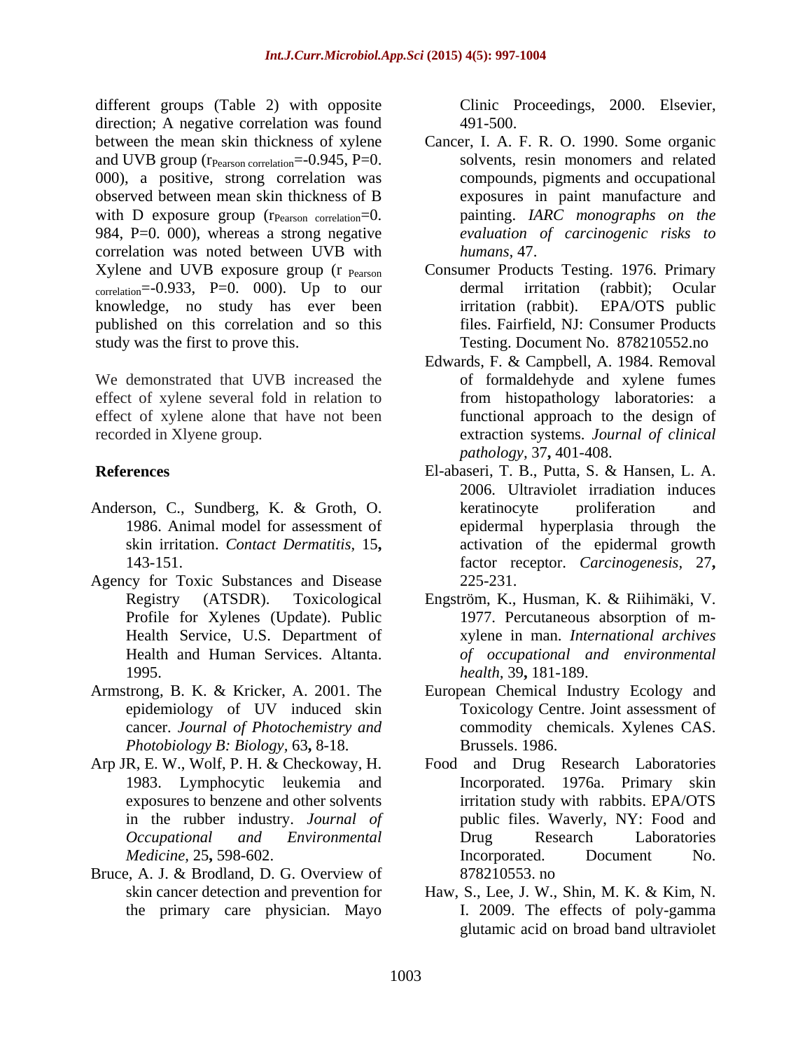different groups (Table 2) with opposite direction; A negative correlation was found between the mean skin thickness of xylene and UVB group ($r_{Pearson\ correlation}$=-0.945, P=0. 000), a positive, strong correlation was observed between mean skin thickness of B with D exposure group ($r_{Pearson\ correlation}$=0. 984, P=0. 000), whereas a strong negative correlation was noted between UVB with Xylene and UVB exposure group ($r_{Pearson\ correlation}$=-0.933, P=0. 000). Up to our knowledge, no study has ever been published on this correlation and so this study was the first to prove this.

We demonstrated that UVB increased the effect of xylene several fold in relation to effect of xylene alone that have not been recorded in Xlyene group.

## References

Anderson, C., Sundberg, K. & Groth, O. 1986. Animal model for assessment of skin irritation. *Contact Dermatitis*, 15**,** 143-151.

Agency for Toxic Substances and Disease Registry (ATSDR). Toxicological Profile for Xylenes (Update). Public Health Service, U.S. Department of Health and Human Services. Altanta. 1995.

Armstrong, B. K. & Kricker, A. 2001. The epidemiology of UV induced skin cancer. *Journal of Photochemistry and Photobiology B: Biology*, 63**,** 8-18.

Arp JR, E. W., Wolf, P. H. & Checkoway, H. 1983. Lymphocytic leukemia and exposures to benzene and other solvents in the rubber industry. *Journal of Occupational and Environmental Medicine*, 25**,** 598-602.

Bruce, A. J. & Brodland, D. G. Overview of skin cancer detection and prevention for the primary care physician. Mayo Clinic Proceedings, 2000. Elsevier, 491-500.

Cancer, I. A. F. R. O. 1990. Some organic solvents, resin monomers and related compounds, pigments and occupational exposures in paint manufacture and painting. *IARC monographs on the evaluation of carcinogenic risks to humans*, 47.

Consumer Products Testing. 1976. Primary dermal irritation (rabbit); Ocular irritation (rabbit). EPA/OTS public files. Fairfield, NJ: Consumer Products Testing. Document No. 878210552.no

Edwards, F. & Campbell, A. 1984. Removal of formaldehyde and xylene fumes from histopathology laboratories: a functional approach to the design of extraction systems. *Journal of clinical pathology*, 37**,** 401-408.

El-abaseri, T. B., Putta, S. & Hansen, L. A. 2006. Ultraviolet irradiation induces keratinocyte proliferation and epidermal hyperplasia through the activation of the epidermal growth factor receptor. *Carcinogenesis*, 27**,** 225-231.

Engström, K., Husman, K. & Riihimäki, V. 1977. Percutaneous absorption of m-xylene in man. *International archives of occupational and environmental health*, 39**,** 181-189.

European Chemical Industry Ecology and Toxicology Centre. Joint assessment of commodity chemicals. Xylenes CAS. Brussels. 1986.

Food and Drug Research Laboratories Incorporated. 1976a. Primary skin irritation study with rabbits. EPA/OTS public files. Waverly, NY: Food and Drug Research Laboratories Incorporated. Document No. 878210553. no

Haw, S., Lee, J. W., Shin, M. K. & Kim, N. I. 2009. The effects of poly-gamma glutamic acid on broad band ultraviolet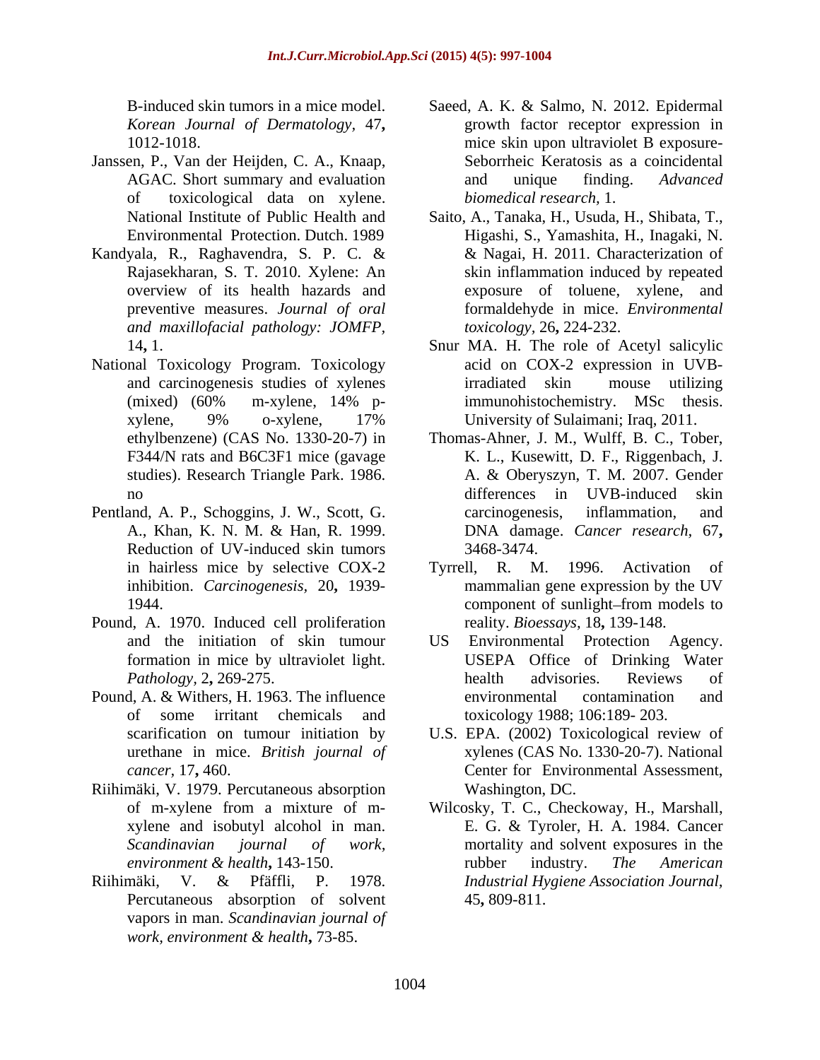B-induced skin tumors in a mice model. *Korean Journal of Dermatology,* 47**,** 1012-1018.

Janssen, P., Van der Heijden, C. A., Knaap, AGAC. Short summary and evaluation of toxicological data on xylene. National Institute of Public Health and Environmental Protection. Dutch. 1989

Kandyala, R., Raghavendra, S. P. C. & Rajasekharan, S. T. 2010. Xylene: An overview of its health hazards and preventive measures. *Journal of oral and maxillofacial pathology: JOMFP,* 14**,** 1.

National Toxicology Program. Toxicology and carcinogenesis studies of xylenes (mixed) (60% m-xylene, 14% p-xylene, 9% o-xylene, 17% ethylbenzene) (CAS No. 1330-20-7) in F344/N rats and B6C3F1 mice (gavage studies). Research Triangle Park. 1986. no

Pentland, A. P., Schoggins, J. W., Scott, G. A., Khan, K. N. M. & Han, R. 1999. Reduction of UV-induced skin tumors in hairless mice by selective COX-2 inhibition. *Carcinogenesis,* 20**,** 1939-1944.

Pound, A. 1970. Induced cell proliferation and the initiation of skin tumour formation in mice by ultraviolet light. *Pathology,* 2**,** 269-275.

Pound, A. & Withers, H. 1963. The influence of some irritant chemicals and scarification on tumour initiation by urethane in mice. *British journal of cancer,* 17**,** 460.

Riihimäki, V. 1979. Percutaneous absorption of m-xylene from a mixture of m-xylene and isobutyl alcohol in man. *Scandinavian journal of work, environment & health***,** 143-150.

Riihimäki, V. & Pfäffli, P. 1978. Percutaneous absorption of solvent vapors in man. *Scandinavian journal of work, environment & health***,** 73-85.

Saeed, A. K. & Salmo, N. 2012. Epidermal growth factor receptor expression in mice skin upon ultraviolet B exposure-Seborrheic Keratosis as a coincidental and unique finding. *Advanced biomedical research,* 1.

Saito, A., Tanaka, H., Usuda, H., Shibata, T., Higashi, S., Yamashita, H., Inagaki, N. & Nagai, H. 2011. Characterization of skin inflammation induced by repeated exposure of toluene, xylene, and formaldehyde in mice. *Environmental toxicology,* 26**,** 224-232.

Snur MA. H. The role of Acetyl salicylic acid on COX-2 expression in UVB-irradiated skin mouse utilizing immunohistochemistry. MSc thesis. University of Sulaimani; Iraq, 2011.

Thomas-Ahner, J. M., Wulff, B. C., Tober, K. L., Kusewitt, D. F., Riggenbach, J. A. & Oberyszyn, T. M. 2007. Gender differences in UVB-induced skin carcinogenesis, inflammation, and DNA damage. *Cancer research,* 67**,** 3468-3474.

Tyrrell, R. M. 1996. Activation of mammalian gene expression by the UV component of sunlight–from models to reality. *Bioessays,* 18**,** 139-148.

US Environmental Protection Agency. USEPA Office of Drinking Water health advisories. Reviews of environmental contamination and toxicology 1988; 106:189- 203.

U.S. EPA. (2002) Toxicological review of xylenes (CAS No. 1330-20-7). National Center for Environmental Assessment, Washington, DC.

Wilcosky, T. C., Checkoway, H., Marshall, E. G. & Tyroler, H. A. 1984. Cancer mortality and solvent exposures in the rubber industry. *The American Industrial Hygiene Association Journal,* 45**,** 809-811.